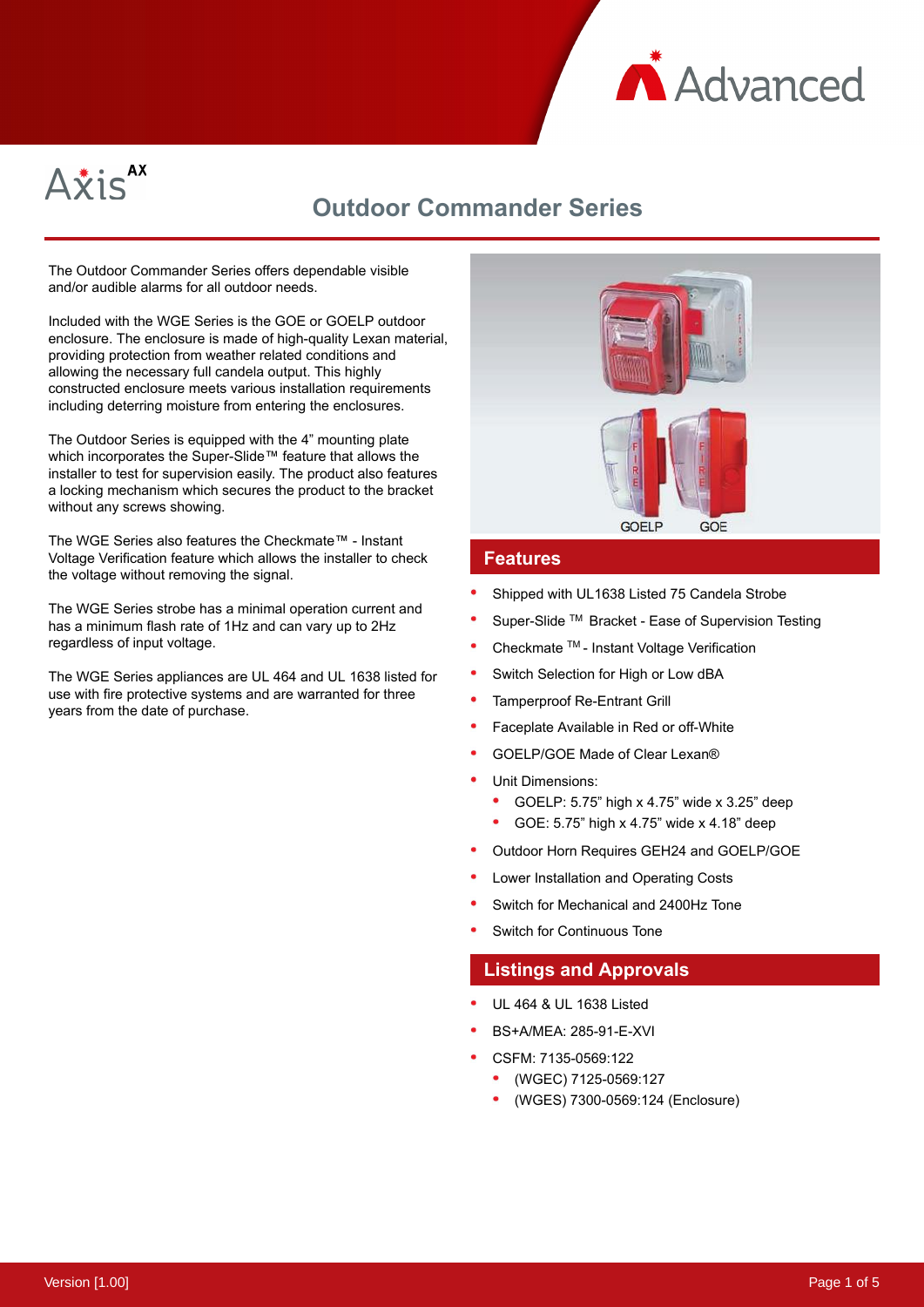# Outdoor Commander Series

The Outdoor Commander Series offers dependable visible and/or audible alarms for all outdoor needs.

Included with the WGE Series is the GOE or GOELP outdoor enclosure. The enclosure is made of high-quality Lexan material, providing protection from weather related conditions and allowing the necessary full candela output. This highly constructed enclosure meets various installation requirements including deterring moisture from entering the enclosures.

The Outdoor Series is equipped with the 4” mounting plate which incorporates the Super-Slide™ feature that allows the installer to test for supervision easily. The product also features a locking mechanism which secures the product to the bracket without any screws showing.

The WGE Series also features the Checkmate™ - Instant Voltage Verification feature which allows the installer to check the voltage without removing the signal.

The WGE Series strobe has a minimal operation current and has a minimum flash rate of 1Hz and can vary up to 2Hz regardless of input voltage.

The WGE Series appliances are UL 464 and UL 1638 listed for use with fire protective systems and are warranted for three years from the date of purchase.

GOELP GOE

## Features

- Shipped with UL1638 Listed 75 Candela Strobe
- Super-Slide ™ Bracket - Ease of Supervision Testing
- Checkmate ™ - Instant Voltage Verification
- Switch Selection for High or Low dBA
- Tamperproof Re-Entrant Grill
- Faceplate Available in Red or off-White
- GOELP/GOE Made of Clear Lexan®
- Unit Dimensions:
  - GOELP: 5.75” high x 4.75” wide x 3.25” deep
  - GOE: 5.75” high x 4.75” wide x 4.18” deep
- Outdoor Horn Requires GEH24 and GOELP/GOE
- Lower Installation and Operating Costs
- Switch for Mechanical and 2400Hz Tone
- Switch for Continuous Tone

## Listings and Approvals

- UL 464 & UL 1638 Listed
- BS+A/MEA: 285-91-E-XVI
- CSFM: 7135-0569:122
  - (WGEC) 7125-0569:127
  - (WGES) 7300-0569:124 (Enclosure)

Version [1.00]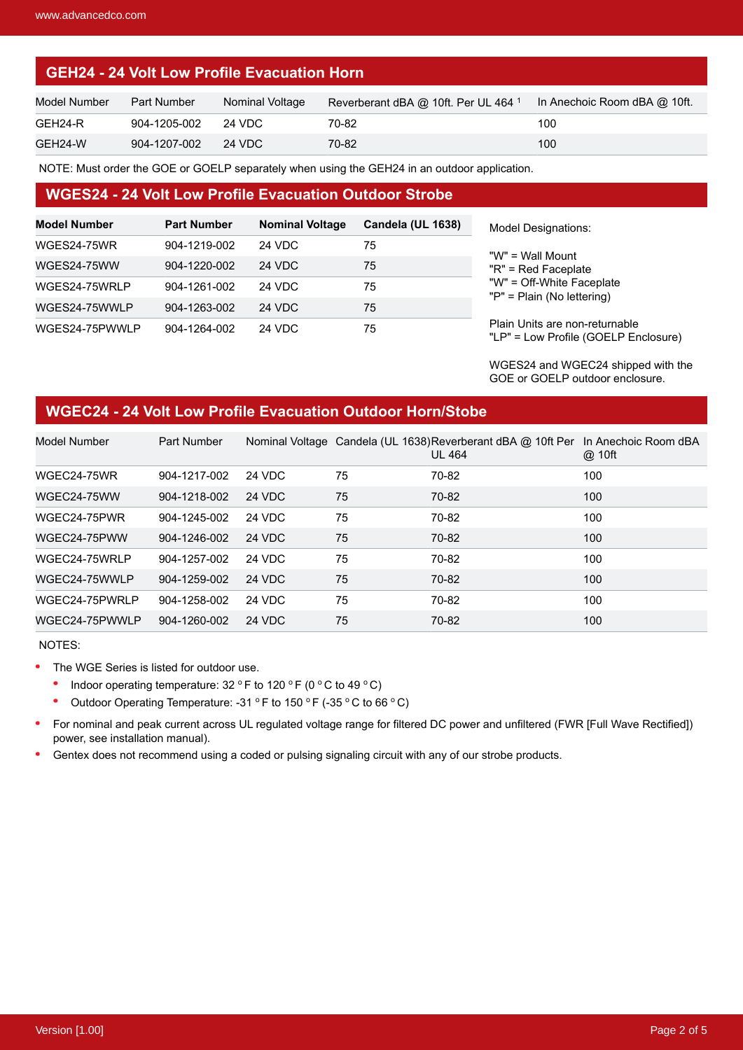## GEH24 - 24 Volt Low Profile Evacuation Horn

| Model Number | Part Number | Nominal Voltage | Reverberant dBA @ 10ft. Per UL 464 [1] | In Anechoic Room dBA @ 10ft. |
|---|---|---|---|---|
| GEH24-R | 904-1205-002 | 24 VDC | 70-82 | 100 |
| GEH24-W | 904-1207-002 | 24 VDC | 70-82 | 100 |

NOTE: Must order the GOE or GOELP separately when using the GEH24 in an outdoor application.

## WGES24 - 24 Volt Low Profile Evacuation Outdoor Strobe

| Model Number | Part Number | Nominal Voltage | Candela (UL 1638) |
|---|---|---|---|
| WGES24-75WR | 904-1219-002 | 24 VDC | 75 |
| WGES24-75WW | 904-1220-002 | 24 VDC | 75 |
| WGES24-75WRLP | 904-1261-002 | 24 VDC | 75 |
| WGES24-75WWLP | 904-1263-002 | 24 VDC | 75 |
| WGES24-75PWWLP | 904-1264-002 | 24 VDC | 75 |

Model Designations:

"W" = Wall Mount
"R" = Red Faceplate
"W" = Off-White Faceplate
"P" = Plain (No lettering)

Plain Units are non-returnable
"LP" = Low Profile (GOELP Enclosure)

WGES24 and WGEC24 shipped with the GOE or GOELP outdoor enclosure.

## WGEC24 - 24 Volt Low Profile Evacuation Outdoor Horn/Stobe

| Model Number | Part Number | Nominal Voltage | Candela (UL 1638) | Reverberant dBA @ 10ft Per UL 464 | In Anechoic Room dBA @ 10ft |
|---|---|---|---|---|---|
| WGEC24-75WR | 904-1217-002 | 24 VDC | 75 | 70-82 | 100 |
| WGEC24-75WW | 904-1218-002 | 24 VDC | 75 | 70-82 | 100 |
| WGEC24-75PWR | 904-1245-002 | 24 VDC | 75 | 70-82 | 100 |
| WGEC24-75PWW | 904-1246-002 | 24 VDC | 75 | 70-82 | 100 |
| WGEC24-75WRLP | 904-1257-002 | 24 VDC | 75 | 70-82 | 100 |
| WGEC24-75WWLP | 904-1259-002 | 24 VDC | 75 | 70-82 | 100 |
| WGEC24-75PWRLP | 904-1258-002 | 24 VDC | 75 | 70-82 | 100 |
| WGEC24-75PWWLP | 904-1260-002 | 24 VDC | 75 | 70-82 | 100 |

NOTES:

- The WGE Series is listed for outdoor use.
  - Indoor operating temperature: 32 °F to 120 °F (0 °C to 49 °C)
  - Outdoor Operating Temperature: -31 °F to 150 °F (-35 °C to 66 °C)
- For nominal and peak current across UL regulated voltage range for filtered DC power and unfiltered (FWR [Full Wave Rectified]) power, see installation manual).
- Gentex does not recommend using a coded or pulsing signaling circuit with any of our strobe products.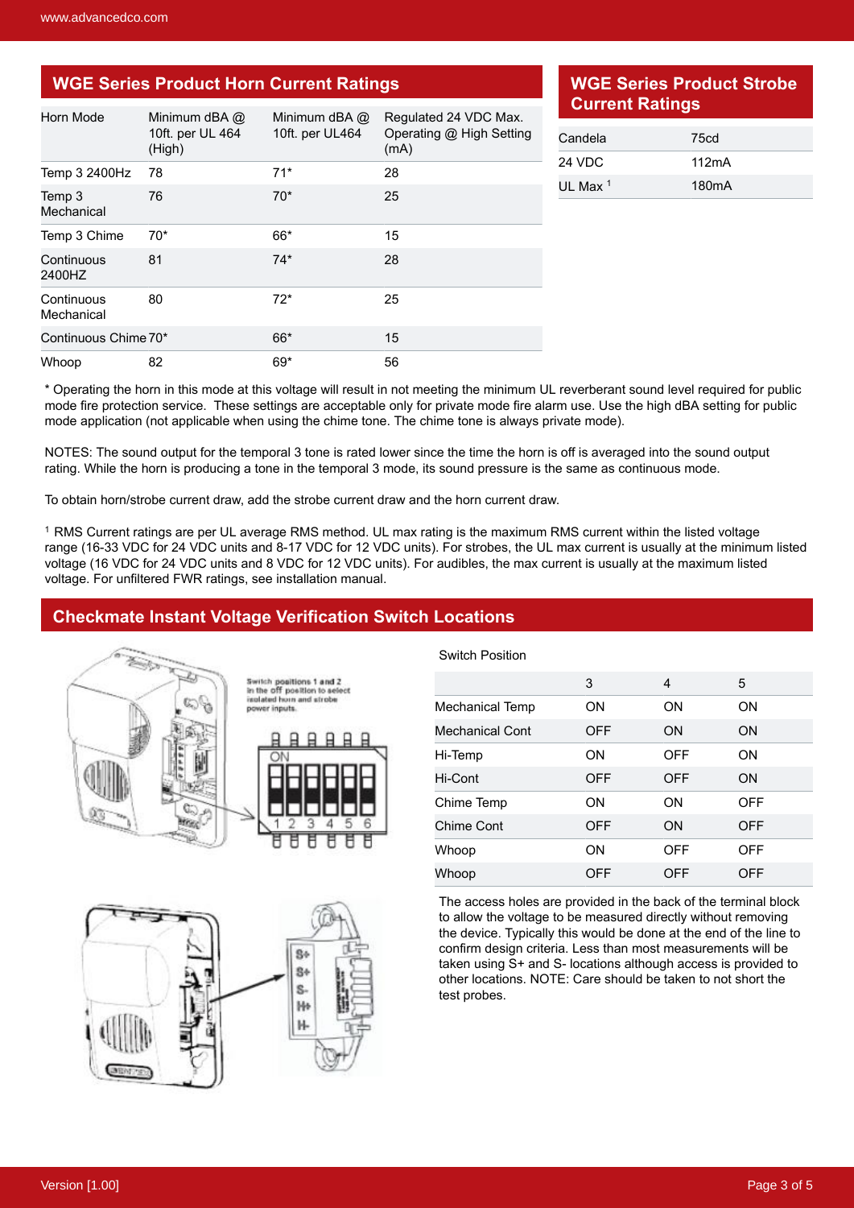## WGE Series Product Horn Current Ratings

| Horn Mode | Minimum dBA @ 10ft. per UL 464 (High) | Minimum dBA @ 10ft. per UL464 | Regulated 24 VDC Max. Operating @ High Setting (mA) |
|---|---|---|---|
| Temp 3 2400Hz | 78 | 71* | 28 |
| Temp 3 Mechanical | 76 | 70* | 25 |
| Temp 3 Chime | 70* | 66* | 15 |
| Continuous 2400HZ | 81 | 74* | 28 |
| Continuous Mechanical | 80 | 72* | 25 |
| Continuous Chime | 70* | 66* | 15 |
| Whoop | 82 | 69* | 56 |

## WGE Series Product Strobe Current Ratings

| Candela | 75cd |
|---|---|
| 24 VDC | 112mA |
| UL Max [1] | 180mA |

* Operating the horn in this mode at this voltage will result in not meeting the minimum UL reverberant sound level required for public mode fire protection service. These settings are acceptable only for private mode fire alarm use. Use the high dBA setting for public mode application (not applicable when using the chime tone. The chime tone is always private mode).

NOTES: The sound output for the temporal 3 tone is rated lower since the time the horn is off is averaged into the sound output rating. While the horn is producing a tone in the temporal 3 mode, its sound pressure is the same as continuous mode.

To obtain horn/strobe current draw, add the strobe current draw and the horn current draw.

[1] RMS Current ratings are per UL average RMS method. UL max rating is the maximum RMS current within the listed voltage range (16-33 VDC for 24 VDC units and 8-17 VDC for 12 VDC units). For strobes, the UL max current is usually at the minimum listed voltage (16 VDC for 24 VDC units and 8 VDC for 12 VDC units). For audibles, the max current is usually at the maximum listed voltage. For unfiltered FWR ratings, see installation manual.

## Checkmate Instant Voltage Verification Switch Locations

Switch positions 1 and 2 in the off position to select isolated horn and strobe power inputs.

Switch Position

| | 3 | 4 | 5 |
|---|---|---|---|
| Mechanical Temp | ON | ON | ON |
| Mechanical Cont | OFF | ON | ON |
| Hi-Temp | ON | OFF | ON |
| Hi-Cont | OFF | OFF | ON |
| Chime Temp | ON | ON | OFF |
| Chime Cont | OFF | ON | OFF |
| Whoop | ON | OFF | OFF |
| Whoop | OFF | OFF | OFF |

The access holes are provided in the back of the terminal block to allow the voltage to be measured directly without removing the device. Typically this would be done at the end of the line to confirm design criteria. Less than most measurements will be taken using S+ and S- locations although access is provided to other locations. NOTE: Care should be taken to not short the test probes.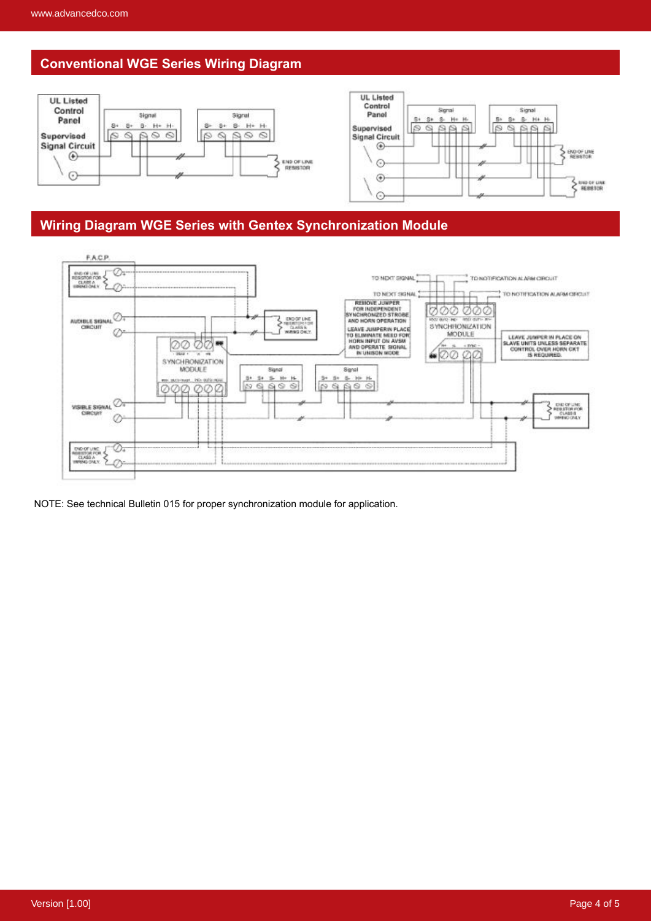## Conventional WGE Series Wiring Diagram

UL Listed Control Panel

Supervised Signal Circuit

Signal

S+ S+ S- H+ H-

END OF LINE RESISTOR

## Wiring Diagram WGE Series with Gentex Synchronization Module

F.A.C.P.

END OF LINE RESISTOR FOR CLASS A WIRING ONLY

AUDIBLE SIGNAL CIRCUIT

VISIBLE SIGNAL CIRCUIT

SYNCHRONIZATION MODULE

END OF LINE RESISTOR FOR CLASS B WIRING ONLY

REMOVE JUMPER FOR INDEPENDENT SYNCHRONIZED STROBE AND HORN OPERATION

LEAVE JUMPER IN PLACE TO ELIMINATE NEED FOR HORN INPUT ON AVSM AND OPERATE SIGNAL IN UNISON MODE

TO NEXT SIGNAL

TO NOTIFICATION ALARM CIRCUIT

LEAVE JUMPER IN PLACE ON SLAVE UNITS UNLESS SEPARATE CONTROL OVER HORN CKT IS REQUIRED.

NOTE: See technical Bulletin 015 for proper synchronization module for application.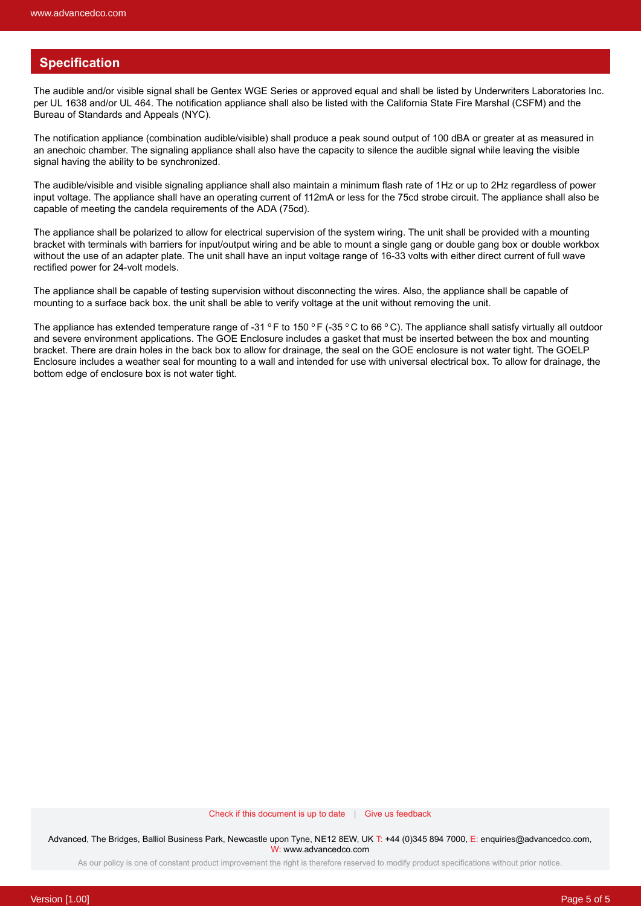## Specification

The audible and/or visible signal shall be Gentex WGE Series or approved equal and shall be listed by Underwriters Laboratories Inc. per UL 1638 and/or UL 464. The notification appliance shall also be listed with the California State Fire Marshal (CSFM) and the Bureau of Standards and Appeals (NYC).

The notification appliance (combination audible/visible) shall produce a peak sound output of 100 dBA or greater at as measured in an anechoic chamber. The signaling appliance shall also have the capacity to silence the audible signal while leaving the visible signal having the ability to be synchronized.

The audible/visible and visible signaling appliance shall also maintain a minimum flash rate of 1Hz or up to 2Hz regardless of power input voltage. The appliance shall have an operating current of 112mA or less for the 75cd strobe circuit. The appliance shall also be capable of meeting the candela requirements of the ADA (75cd).

The appliance shall be polarized to allow for electrical supervision of the system wiring. The unit shall be provided with a mounting bracket with terminals with barriers for input/output wiring and be able to mount a single gang or double gang box or double workbox without the use of an adapter plate. The unit shall have an input voltage range of 16-33 volts with either direct current of full wave rectified power for 24-volt models.

The appliance shall be capable of testing supervision without disconnecting the wires. Also, the appliance shall be capable of mounting to a surface back box. the unit shall be able to verify voltage at the unit without removing the unit.

The appliance has extended temperature range of -31 °F to 150 °F (-35 °C to 66 °C). The appliance shall satisfy virtually all outdoor and severe environment applications. The GOE Enclosure includes a gasket that must be inserted between the box and mounting bracket. There are drain holes in the back box to allow for drainage, the seal on the GOE enclosure is not water tight. The GOELP Enclosure includes a weather seal for mounting to a wall and intended for use with universal electrical box. To allow for drainage, the bottom edge of enclosure box is not water tight.

Check if this document is up to date | Give us feedback

Advanced, The Bridges, Balliol Business Park, Newcastle upon Tyne, NE12 8EW, UK T: +44 (0)345 894 7000, E: enquiries@advancedco.com, W: www.advancedco.com

As our policy is one of constant product improvement the right is therefore reserved to modify product specifications without prior notice.